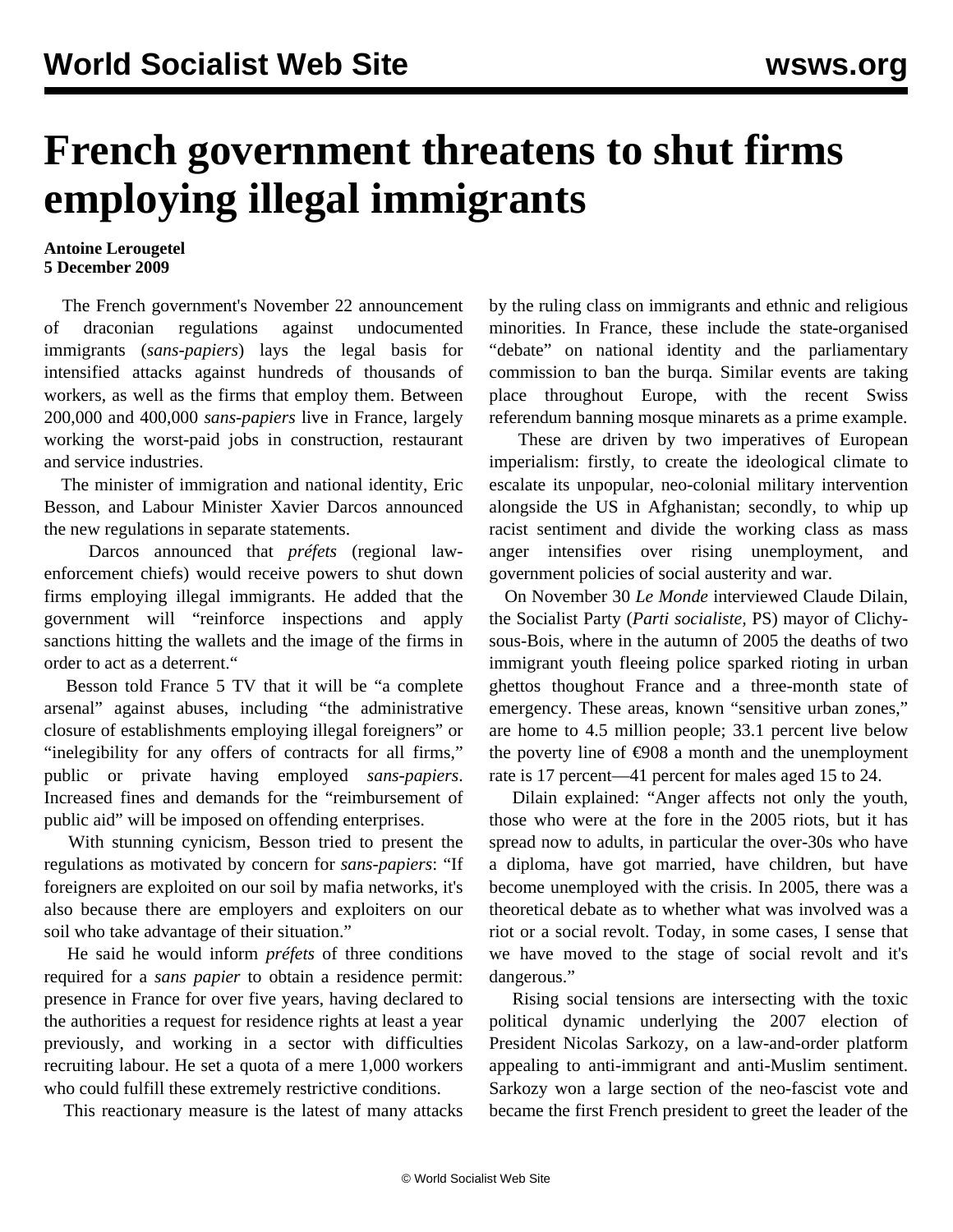# French government threatens to shut firms employing illegal immigrants

**Antoine Lerougetel**
**5 December 2009**

The French government's November 22 announcement of draconian regulations against undocumented immigrants (*sans-papiers*) lays the legal basis for intensified attacks against hundreds of thousands of workers, as well as the firms that employ them. Between 200,000 and 400,000 *sans-papiers* live in France, largely working the worst-paid jobs in construction, restaurant and service industries.

The minister of immigration and national identity, Eric Besson, and Labour Minister Xavier Darcos announced the new regulations in separate statements.

Darcos announced that *préfets* (regional law-enforcement chiefs) would receive powers to shut down firms employing illegal immigrants. He added that the government will "reinforce inspections and apply sanctions hitting the wallets and the image of the firms in order to act as a deterrent."

Besson told France 5 TV that it will be "a complete arsenal" against abuses, including "the administrative closure of establishments employing illegal foreigners" or "inelegibility for any offers of contracts for all firms," public or private having employed *sans-papiers*. Increased fines and demands for the "reimbursement of public aid" will be imposed on offending enterprises.

With stunning cynicism, Besson tried to present the regulations as motivated by concern for *sans-papiers*: "If foreigners are exploited on our soil by mafia networks, it's also because there are employers and exploiters on our soil who take advantage of their situation."

He said he would inform *préfets* of three conditions required for a *sans papier* to obtain a residence permit: presence in France for over five years, having declared to the authorities a request for residence rights at least a year previously, and working in a sector with difficulties recruiting labour. He set a quota of a mere 1,000 workers who could fulfill these extremely restrictive conditions.

This reactionary measure is the latest of many attacks by the ruling class on immigrants and ethnic and religious minorities. In France, these include the state-organised "debate" on national identity and the parliamentary commission to ban the burqa. Similar events are taking place throughout Europe, with the recent Swiss referendum banning mosque minarets as a prime example.

These are driven by two imperatives of European imperialism: firstly, to create the ideological climate to escalate its unpopular, neo-colonial military intervention alongside the US in Afghanistan; secondly, to whip up racist sentiment and divide the working class as mass anger intensifies over rising unemployment, and government policies of social austerity and war.

On November 30 *Le Monde* interviewed Claude Dilain, the Socialist Party (*Parti socialiste*, PS) mayor of Clichy-sous-Bois, where in the autumn of 2005 the deaths of two immigrant youth fleeing police sparked rioting in urban ghettos thoughout France and a three-month state of emergency. These areas, known "sensitive urban zones," are home to 4.5 million people; 33.1 percent live below the poverty line of €908 a month and the unemployment rate is 17 percent—41 percent for males aged 15 to 24.

Dilain explained: "Anger affects not only the youth, those who were at the fore in the 2005 riots, but it has spread now to adults, in particular the over-30s who have a diploma, have got married, have children, but have become unemployed with the crisis. In 2005, there was a theoretical debate as to whether what was involved was a riot or a social revolt. Today, in some cases, I sense that we have moved to the stage of social revolt and it's dangerous."

Rising social tensions are intersecting with the toxic political dynamic underlying the 2007 election of President Nicolas Sarkozy, on a law-and-order platform appealing to anti-immigrant and anti-Muslim sentiment. Sarkozy won a large section of the neo-fascist vote and became the first French president to greet the leader of the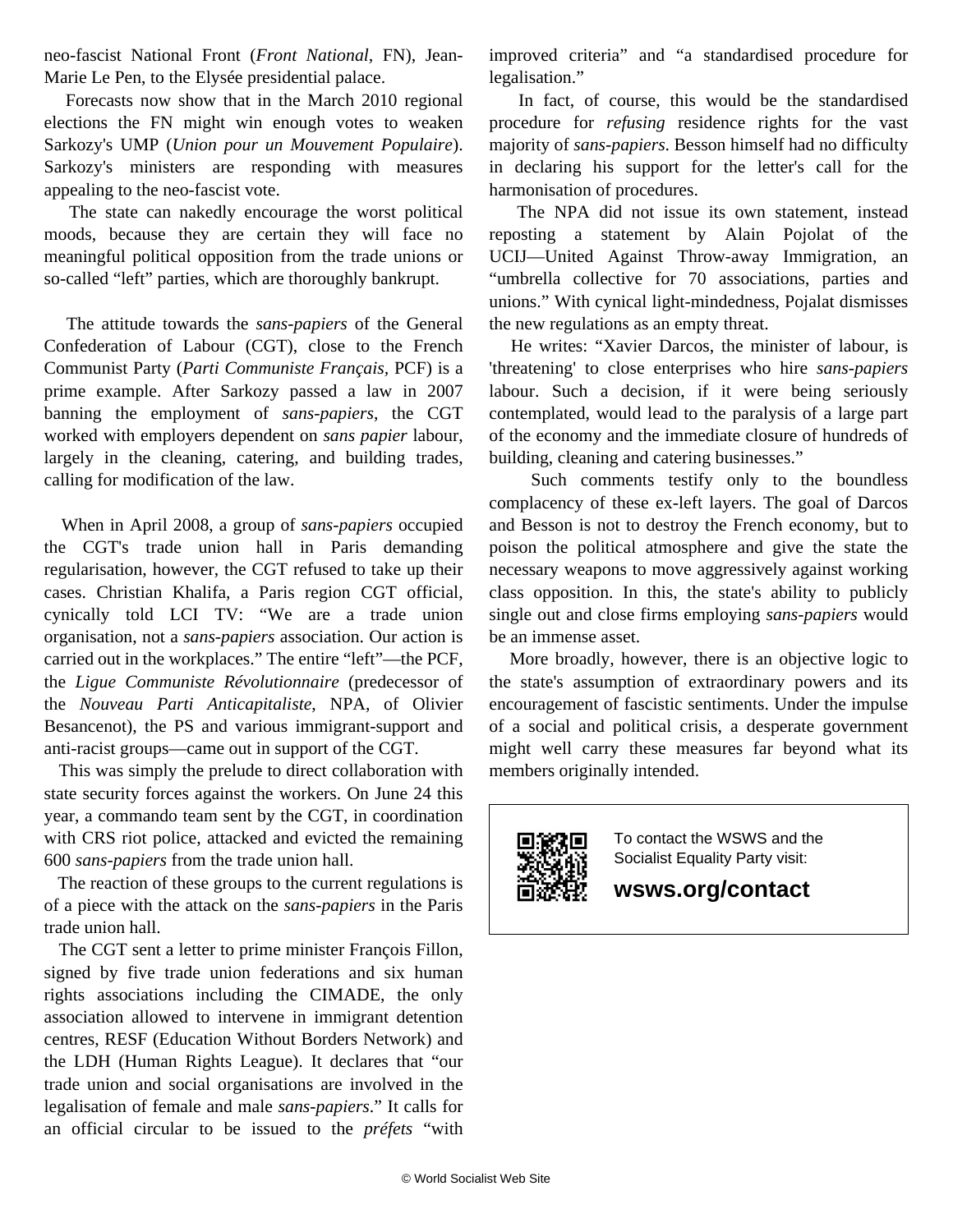neo-fascist National Front (*Front National*, FN), Jean-Marie Le Pen, to the Elysée presidential palace.

Forecasts now show that in the March 2010 regional elections the FN might win enough votes to weaken Sarkozy's UMP (*Union pour un Mouvement Populaire*). Sarkozy's ministers are responding with measures appealing to the neo-fascist vote.

The state can nakedly encourage the worst political moods, because they are certain they will face no meaningful political opposition from the trade unions or so-called "left" parties, which are thoroughly bankrupt.

The attitude towards the *sans-papiers* of the General Confederation of Labour (CGT), close to the French Communist Party (*Parti Communiste Français*, PCF) is a prime example. After Sarkozy passed a law in 2007 banning the employment of *sans-papiers*, the CGT worked with employers dependent on *sans papier* labour, largely in the cleaning, catering, and building trades, calling for modification of the law.

When in April 2008, a group of *sans-papiers* occupied the CGT's trade union hall in Paris demanding regularisation, however, the CGT refused to take up their cases. Christian Khalifa, a Paris region CGT official, cynically told LCI TV: "We are a trade union organisation, not a *sans-papiers* association. Our action is carried out in the workplaces." The entire "left"—the PCF, the *Ligue Communiste Révolutionnaire* (predecessor of the *Nouveau Parti Anticapitaliste*, NPA, of Olivier Besancenot), the PS and various immigrant-support and anti-racist groups—came out in support of the CGT.

This was simply the prelude to direct collaboration with state security forces against the workers. On June 24 this year, a commando team sent by the CGT, in coordination with CRS riot police, attacked and evicted the remaining 600 *sans-papiers* from the trade union hall.

The reaction of these groups to the current regulations is of a piece with the attack on the *sans-papiers* in the Paris trade union hall.

The CGT sent a letter to prime minister François Fillon, signed by five trade union federations and six human rights associations including the CIMADE, the only association allowed to intervene in immigrant detention centres, RESF (Education Without Borders Network) and the LDH (Human Rights League). It declares that "our trade union and social organisations are involved in the legalisation of female and male *sans-papiers*." It calls for an official circular to be issued to the *préfets* "with improved criteria" and "a standardised procedure for legalisation."

In fact, of course, this would be the standardised procedure for *refusing* residence rights for the vast majority of *sans-papiers*. Besson himself had no difficulty in declaring his support for the letter's call for the harmonisation of procedures.

The NPA did not issue its own statement, instead reposting a statement by Alain Pojolat of the UCIJ—United Against Throw-away Immigration, an "umbrella collective for 70 associations, parties and unions." With cynical light-mindedness, Pojalat dismisses the new regulations as an empty threat.

He writes: "Xavier Darcos, the minister of labour, is 'threatening' to close enterprises who hire *sans-papiers* labour. Such a decision, if it were being seriously contemplated, would lead to the paralysis of a large part of the economy and the immediate closure of hundreds of building, cleaning and catering businesses."

Such comments testify only to the boundless complacency of these ex-left layers. The goal of Darcos and Besson is not to destroy the French economy, but to poison the political atmosphere and give the state the necessary weapons to move aggressively against working class opposition. In this, the state's ability to publicly single out and close firms employing *sans-papiers* would be an immense asset.

More broadly, however, there is an objective logic to the state's assumption of extraordinary powers and its encouragement of fascistic sentiments. Under the impulse of a social and political crisis, a desperate government might well carry these measures far beyond what its members originally intended.

To contact the WSWS and the Socialist Equality Party visit:

**wsws.org/contact**